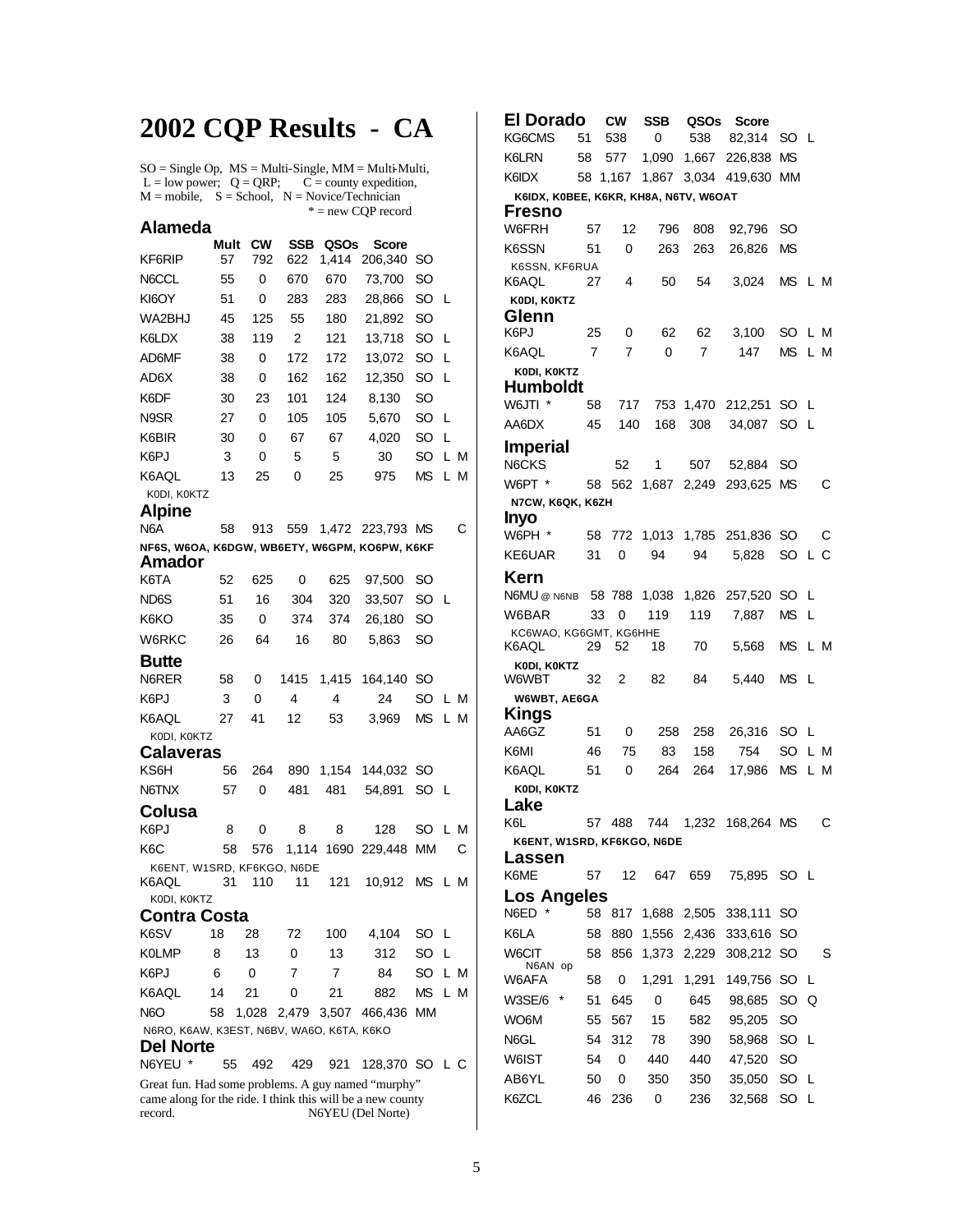# 2002 CQP Results - CA

SO = Single Op, MS = Multi-Single, MM = Multi-Multi,
L = low power; Q = QRP; C = county expedition,
M = mobile, S = School, N = Novice/Technician
* = new CQP record

## Alameda

| | Mult | CW | SSB | QSOs | Score | | | |
|---|---|---|---|---|---|---|---|---|
| KF6RIP | 57 | 792 | 622 | 1,414 | 206,340 | SO | | |
| N6CCL | 55 | 0 | 670 | 670 | 73,700 | SO | | |
| KI6OY | 51 | 0 | 283 | 283 | 28,866 | SO | L | |
| WA2BHJ | 45 | 125 | 55 | 180 | 21,892 | SO | | |
| K6LDX | 38 | 119 | 2 | 121 | 13,718 | SO | L | |
| AD6MF | 38 | 0 | 172 | 172 | 13,072 | SO | L | |
| AD6X | 38 | 0 | 162 | 162 | 12,350 | SO | L | |
| K6DF | 30 | 23 | 101 | 124 | 8,130 | SO | | |
| N9SR | 27 | 0 | 105 | 105 | 5,670 | SO | L | |
| K6BIR | 30 | 0 | 67 | 67 | 4,020 | SO | L | |
| K6PJ | 3 | 0 | 5 | 5 | 30 | SO | L | M |
| K6AQL | 13 | 25 | 0 | 25 | 975 | MS | L | M |

K0DI, K0KTZ

## Alpine

| | Mult | CW | SSB | QSOs | Score | | | |
|---|---|---|---|---|---|---|---|---|
| N6A | 58 | 913 | 559 | 1,472 | 223,793 | MS | | C |

NF6S, W6OA, K6DGW, WB6ETY, W6GPM, KO6PW, K6KF

## Amador

| | Mult | CW | SSB | QSOs | Score | | | |
|---|---|---|---|---|---|---|---|---|
| K6TA | 52 | 625 | 0 | 625 | 97,500 | SO | | |
| ND6S | 51 | 16 | 304 | 320 | 33,507 | SO | L | |
| K6KO | 35 | 0 | 374 | 374 | 26,180 | SO | | |
| W6RKC | 26 | 64 | 16 | 80 | 5,863 | SO | | |

## Butte

| | Mult | CW | SSB | QSOs | Score | | | |
|---|---|---|---|---|---|---|---|---|
| N6RER | 58 | 0 | 1415 | 1,415 | 164,140 | SO | | |
| K6PJ | 3 | 0 | 4 | 4 | 24 | SO | L | M |
| K6AQL | 27 | 41 | 12 | 53 | 3,969 | MS | L | M |

K0DI, K0KTZ

## Calaveras

| | Mult | CW | SSB | QSOs | Score | | | |
|---|---|---|---|---|---|---|---|---|
| KS6H | 56 | 264 | 890 | 1,154 | 144,032 | SO | | |
| N6TNX | 57 | 0 | 481 | 481 | 54,891 | SO | L | |

## Colusa

| | Mult | CW | SSB | QSOs | Score | | | |
|---|---|---|---|---|---|---|---|---|
| K6PJ | 8 | 0 | 8 | 8 | 128 | SO | L | M |
| K6C | 58 | 576 | 1,114 | 1690 | 229,448 | MM | | C |

K6ENT, W1SRD, KF6KGO, N6DE

| | Mult | CW | SSB | QSOs | Score | | | |
|---|---|---|---|---|---|---|---|---|
| K6AQL | 31 | 110 | 11 | 121 | 10,912 | MS | L | M |

K0DI, K0KTZ

## Contra Costa

| | Mult | CW | SSB | QSOs | Score | | | |
|---|---|---|---|---|---|---|---|---|
| K6SV | 18 | 28 | 72 | 100 | 4,104 | SO | L | |
| K0LMP | 8 | 13 | 0 | 13 | 312 | SO | L | |
| K6PJ | 6 | 0 | 7 | 7 | 84 | SO | L | M |
| K6AQL | 14 | 21 | 0 | 21 | 882 | MS | L | M |
| N6O | 58 | 1,028 | 2,479 | 3,507 | 466,436 | MM | | |

N6RO, K6AW, K3EST, N6BV, WA6O, K6TA, K6KO

## Del Norte

| | Mult | CW | SSB | QSOs | Score | | | |
|---|---|---|---|---|---|---|---|---|
| N6YEU * | 55 | 492 | 429 | 921 | 128,370 | SO | L | C |

Great fun. Had some problems. A guy named "murphy" came along for the ride. I think this will be a new county record. N6YEU (Del Norte)

## El Dorado

| | Mult | CW | SSB | QSOs | Score | | | |
|---|---|---|---|---|---|---|---|---|
| KG6CMS | 51 | 538 | 0 | 538 | 82,314 | SO | L | |
| K6LRN | 58 | 577 | 1,090 | 1,667 | 226,838 | MS | | |
| K6IDX | 58 | 1,167 | 1,867 | 3,034 | 419,630 | MM | | |

K6IDX, K0BEE, K6KR, KH8A, N6TV, W6OAT

## Fresno

| | Mult | CW | SSB | QSOs | Score | | | |
|---|---|---|---|---|---|---|---|---|
| W6FRH | 57 | 12 | 796 | 808 | 92,796 | SO | | |
| K6SSN | 51 | 0 | 263 | 263 | 26,826 | MS | | |

K6SSN, KF6RUA

| | Mult | CW | SSB | QSOs | Score | | | |
|---|---|---|---|---|---|---|---|---|
| K6AQL | 27 | 4 | 50 | 54 | 3,024 | MS | L | M |

K0DI, K0KTZ

## Glenn

| | Mult | CW | SSB | QSOs | Score | | | |
|---|---|---|---|---|---|---|---|---|
| K6PJ | 25 | 0 | 62 | 62 | 3,100 | SO | L | M |
| K6AQL | 7 | 7 | 0 | 7 | 147 | MS | L | M |

K0DI, K0KTZ

## Humboldt

| | Mult | CW | SSB | QSOs | Score | | | |
|---|---|---|---|---|---|---|---|---|
| W6JTI * | 58 | 717 | 753 | 1,470 | 212,251 | SO | L | |
| AA6DX | 45 | 140 | 168 | 308 | 34,087 | SO | L | |

## Imperial

| | Mult | CW | SSB | QSOs | Score | | | |
|---|---|---|---|---|---|---|---|---|
| N6CKS | | 52 | 1 | 507 | 52,884 | SO | | |
| W6PT * | 58 | 562 | 1,687 | 2,249 | 293,625 | MS | | C |

N7CW, K6QK, K6ZH

## Inyo

| | Mult | CW | SSB | QSOs | Score | | | |
|---|---|---|---|---|---|---|---|---|
| W6PH * | 58 | 772 | 1,013 | 1,785 | 251,836 | SO | | C |
| KE6UAR | 31 | 0 | 94 | 94 | 5,828 | SO | L | C |

## Kern

| | Mult | CW | SSB | QSOs | Score | | | |
|---|---|---|---|---|---|---|---|---|
| N6MU @ N6NB | 58 | 788 | 1,038 | 1,826 | 257,520 | SO | L | |
| W6BAR | 33 | 0 | 119 | 119 | 7,887 | MS | L | |

KC6WAO, KG6GMT, KG6HHE

| | Mult | CW | SSB | QSOs | Score | | | |
|---|---|---|---|---|---|---|---|---|
| K6AQL | 29 | 52 | 18 | 70 | 5,568 | MS | L | M |

K0DI, K0KTZ

| | Mult | CW | SSB | QSOs | Score | | | |
|---|---|---|---|---|---|---|---|---|
| W6WBT | 32 | 2 | 82 | 84 | 5,440 | MS | L | |

W6WBT, AE6GA

## Kings

| | Mult | CW | SSB | QSOs | Score | | | |
|---|---|---|---|---|---|---|---|---|
| AA6GZ | 51 | 0 | 258 | 258 | 26,316 | SO | L | |
| K6MI | 46 | 75 | 83 | 158 | 754 | SO | L | M |
| K6AQL | 51 | 0 | 264 | 264 | 17,986 | MS | L | M |

K0DI, K0KTZ

## Lake

| | Mult | CW | SSB | QSOs | Score | | | |
|---|---|---|---|---|---|---|---|---|
| K6L | 57 | 488 | 744 | 1,232 | 168,264 | MS | | C |

K6ENT, W1SRD, KF6KGO, N6DE

## Lassen

| | Mult | CW | SSB | QSOs | Score | | | |
|---|---|---|---|---|---|---|---|---|
| K6ME | 57 | 12 | 647 | 659 | 75,895 | SO | L | |

## Los Angeles

| | Mult | CW | SSB | QSOs | Score | | | |
|---|---|---|---|---|---|---|---|---|
| N6ED * | 58 | 817 | 1,688 | 2,505 | 338,111 | SO | | |
| K6LA | 58 | 880 | 1,556 | 2,436 | 333,616 | SO | | |
| W6CIT (N6AN op) | 58 | 856 | 1,373 | 2,229 | 308,212 | SO | | S |
| W6AFA | 58 | 0 | 1,291 | 1,291 | 149,756 | SO | L | |
| W3SE/6 * | 51 | 645 | 0 | 645 | 98,685 | SO | Q | |
| WO6M | 55 | 567 | 15 | 582 | 95,205 | SO | | |
| N6GL | 54 | 312 | 78 | 390 | 58,968 | SO | L | |
| W6IST | 54 | 0 | 440 | 440 | 47,520 | SO | | |
| AB6YL | 50 | 0 | 350 | 350 | 35,050 | SO | L | |
| K6ZCL | 46 | 236 | 0 | 236 | 32,568 | SO | L | |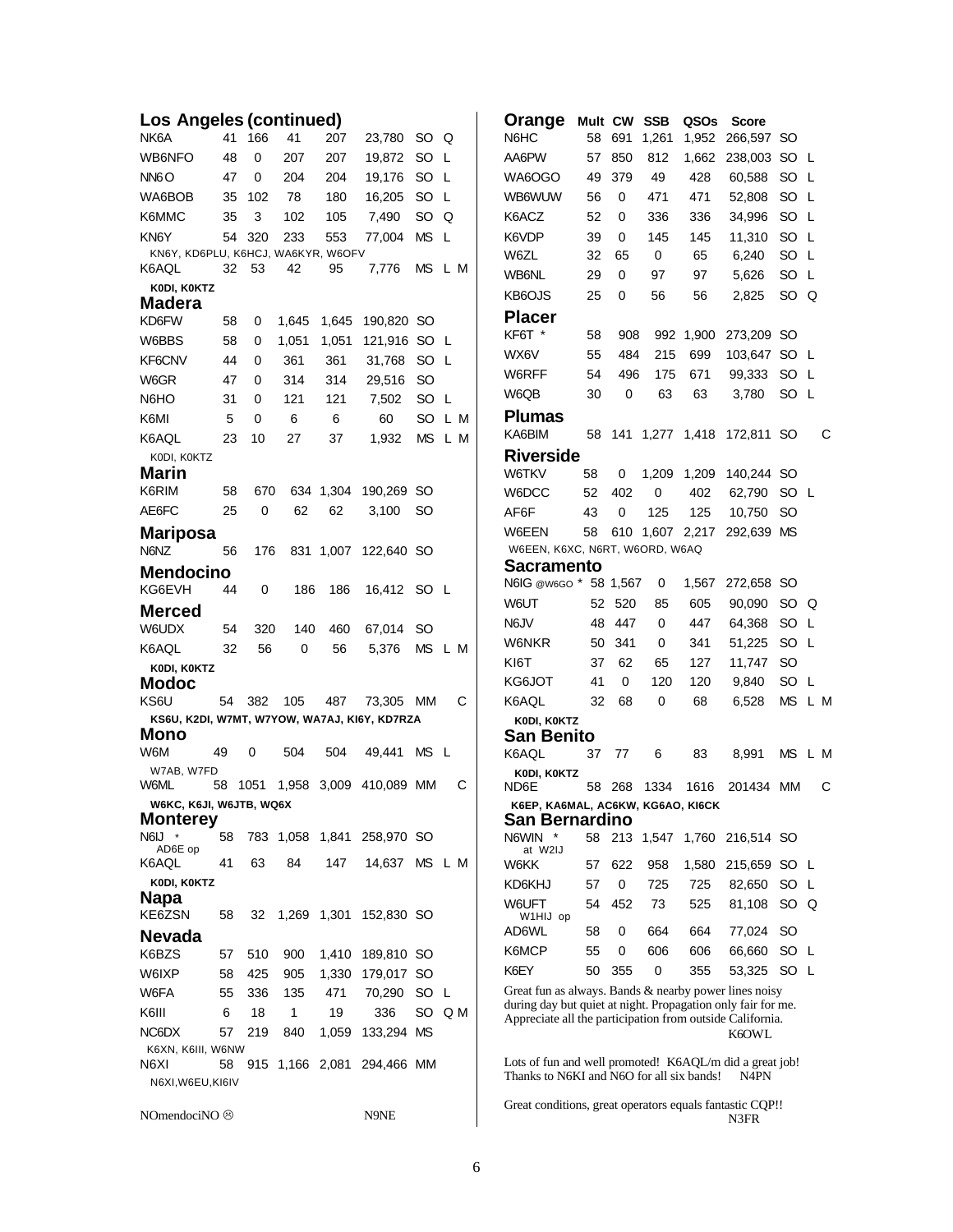## Los Angeles (continued)

| Call | Mult | CW | SSB | QSOs | Score | Cat | | |
|---|---|---|---|---|---|---|---|---|
| NK6A | 41 | 166 | 41 | 207 | 23,780 | SO | Q | |
| WB6NFO | 48 | 0 | 207 | 207 | 19,872 | SO | L | |
| NN6O | 47 | 0 | 204 | 204 | 19,176 | SO | L | |
| WA6BOB | 35 | 102 | 78 | 180 | 16,205 | SO | L | |
| K6MMC | 35 | 3 | 102 | 105 | 7,490 | SO | Q | |
| KN6Y | 54 | 320 | 233 | 553 | 77,004 | MS | L | |

KN6Y, KD6PLU, K6HCJ, WA6KYR, W6OFV

| Call | Mult | CW | SSB | QSOs | Score | Cat | | |
|---|---|---|---|---|---|---|---|---|
| K6AQL | 32 | 53 | 42 | 95 | 7,776 | MS | L | M |

**K0DI, K0KTZ**

## Madera

| Call | Mult | CW | SSB | QSOs | Score | Cat | | |
|---|---|---|---|---|---|---|---|---|
| KD6FW | 58 | 0 | 1,645 | 1,645 | 190,820 | SO | | |
| W6BBS | 58 | 0 | 1,051 | 1,051 | 121,916 | SO | L | |
| KF6CNV | 44 | 0 | 361 | 361 | 31,768 | SO | L | |
| W6GR | 47 | 0 | 314 | 314 | 29,516 | SO | | |
| N6HO | 31 | 0 | 121 | 121 | 7,502 | SO | L | |
| K6MI | 5 | 0 | 6 | 6 | 60 | SO | L | M |
| K6AQL | 23 | 10 | 27 | 37 | 1,932 | MS | L | M |

K0DI, K0KTZ

## Marin

| Call | Mult | CW | SSB | QSOs | Score | Cat |
|---|---|---|---|---|---|---|
| K6RIM | 58 | 670 | 634 | 1,304 | 190,269 | SO |
| AE6FC | 25 | 0 | 62 | 62 | 3,100 | SO |

## Mariposa

| Call | Mult | CW | SSB | QSOs | Score | Cat |
|---|---|---|---|---|---|---|
| N6NZ | 56 | 176 | 831 | 1,007 | 122,640 | SO |

## Mendocino

| Call | Mult | CW | SSB | QSOs | Score | Cat | |
|---|---|---|---|---|---|---|---|
| KG6EVH | 44 | 0 | 186 | 186 | 16,412 | SO | L |

## Merced

| Call | Mult | CW | SSB | QSOs | Score | Cat | | |
|---|---|---|---|---|---|---|---|---|
| W6UDX | 54 | 320 | 140 | 460 | 67,014 | SO | | |
| K6AQL | 32 | 56 | 0 | 56 | 5,376 | MS | L | M |

**K0DI, K0KTZ**

## Modoc

| Call | Mult | CW | SSB | QSOs | Score | Cat | |
|---|---|---|---|---|---|---|---|
| KS6U | 54 | 382 | 105 | 487 | 73,305 | MM | C |

**KS6U, K2DI, W7MT, W7YOW, WA7AJ, KI6Y, KD7RZA**

## Mono

| Call | Mult | CW | SSB | QSOs | Score | Cat | |
|---|---|---|---|---|---|---|---|
| W6M | 49 | 0 | 504 | 504 | 49,441 | MS | L |

W7AB, W7FD

| Call | Mult | CW | SSB | QSOs | Score | Cat | |
|---|---|---|---|---|---|---|---|
| W6ML | 58 | 1051 | 1,958 | 3,009 | 410,089 | MM | C |

**W6KC, K6JI, W6JTB, WQ6X**

## Monterey

| Call | Mult | CW | SSB | QSOs | Score | Cat | | |
|---|---|---|---|---|---|---|---|---|
| N6IJ * (AD6E op) | 58 | 783 | 1,058 | 1,841 | 258,970 | SO | | |
| K6AQL | 41 | 63 | 84 | 147 | 14,637 | MS | L | M |

**K0DI, K0KTZ**

## Napa

| Call | Mult | CW | SSB | QSOs | Score | Cat |
|---|---|---|---|---|---|---|
| KE6ZSN | 58 | 32 | 1,269 | 1,301 | 152,830 | SO |

## Nevada

| Call | Mult | CW | SSB | QSOs | Score | Cat | | |
|---|---|---|---|---|---|---|---|---|
| K6BZS | 57 | 510 | 900 | 1,410 | 189,810 | SO | | |
| W6IXP | 58 | 425 | 905 | 1,330 | 179,017 | SO | | |
| W6FA | 55 | 336 | 135 | 471 | 70,290 | SO | L | |
| K6III | 6 | 18 | 1 | 19 | 336 | SO | Q | M |
| NC6DX | 57 | 219 | 840 | 1,059 | 133,294 | MS | | |

K6XN, K6III, W6NW

| Call | Mult | CW | SSB | QSOs | Score | Cat |
|---|---|---|---|---|---|---|
| N6XI | 58 | 915 | 1,166 | 2,081 | 294,466 | MM |

N6XI,W6EU,KI6IV

NOmendociNO ☹ N9NE

## Orange

| Call | Mult | CW | SSB | QSOs | Score | Cat | |
|---|---|---|---|---|---|---|---|
| N6HC | 58 | 691 | 1,261 | 1,952 | 266,597 | SO | |
| AA6PW | 57 | 850 | 812 | 1,662 | 238,003 | SO | L |
| WA6OGO | 49 | 379 | 49 | 428 | 60,588 | SO | L |
| WB6WUW | 56 | 0 | 471 | 471 | 52,808 | SO | L |
| K6ACZ | 52 | 0 | 336 | 336 | 34,996 | SO | L |
| K6VDP | 39 | 0 | 145 | 145 | 11,310 | SO | L |
| W6ZL | 32 | 65 | 0 | 65 | 6,240 | SO | L |
| WB6NL | 29 | 0 | 97 | 97 | 5,626 | SO | L |
| KB6OJS | 25 | 0 | 56 | 56 | 2,825 | SO | Q |

## Placer

| Call | Mult | CW | SSB | QSOs | Score | Cat | |
|---|---|---|---|---|---|---|---|
| KF6T * | 58 | 908 | 992 | 1,900 | 273,209 | SO | |
| WX6V | 55 | 484 | 215 | 699 | 103,647 | SO | L |
| W6RFF | 54 | 496 | 175 | 671 | 99,333 | SO | L |
| W6QB | 30 | 0 | 63 | 63 | 3,780 | SO | L |

## Plumas

| Call | Mult | CW | SSB | QSOs | Score | Cat | |
|---|---|---|---|---|---|---|---|
| KA6BIM | 58 | 141 | 1,277 | 1,418 | 172,811 | SO | C |

## Riverside

| Call | Mult | CW | SSB | QSOs | Score | Cat | |
|---|---|---|---|---|---|---|---|
| W6TKV | 58 | 0 | 1,209 | 1,209 | 140,244 | SO | |
| W6DCC | 52 | 402 | 0 | 402 | 62,790 | SO | L |
| AF6F | 43 | 0 | 125 | 125 | 10,750 | SO | |
| W6EEN | 58 | 610 | 1,607 | 2,217 | 292,639 | MS | |

W6EEN, K6XC, N6RT, W6ORD, W6AQ

## Sacramento

| Call | Mult | CW | SSB | QSOs | Score | Cat | | |
|---|---|---|---|---|---|---|---|---|
| N6IG @W6GO * | 58 | 1,567 | 0 | 1,567 | 272,658 | SO | | |
| W6UT | 52 | 520 | 85 | 605 | 90,090 | SO | Q | |
| N6JV | 48 | 447 | 0 | 447 | 64,368 | SO | L | |
| W6NKR | 50 | 341 | 0 | 341 | 51,225 | SO | L | |
| KI6T | 37 | 62 | 65 | 127 | 11,747 | SO | | |
| KG6JOT | 41 | 0 | 120 | 120 | 9,840 | SO | L | |
| K6AQL | 32 | 68 | 0 | 68 | 6,528 | MS | L | M |

**K0DI, K0KTZ**

## San Benito

| Call | Mult | CW | SSB | QSOs | Score | Cat | | |
|---|---|---|---|---|---|---|---|---|
| K6AQL | 37 | 77 | 6 | 83 | 8,991 | MS | L | M |

**K0DI, K0KTZ**

| Call | Mult | CW | SSB | QSOs | Score | Cat | |
|---|---|---|---|---|---|---|---|
| ND6E | 58 | 268 | 1334 | 1616 | 201434 | MM | C |

**K6EP, KA6MAL, AC6KW, KG6AO, KI6CK**

## San Bernardino

| Call | Mult | CW | SSB | QSOs | Score | Cat | |
|---|---|---|---|---|---|---|---|
| N6WIN * (at W2IJ) | 58 | 213 | 1,547 | 1,760 | 216,514 | SO | |
| W6KK | 57 | 622 | 958 | 1,580 | 215,659 | SO | L |
| KD6KHJ | 57 | 0 | 725 | 725 | 82,650 | SO | L |
| W6UFT (W1HIJ op) | 54 | 452 | 73 | 525 | 81,108 | SO | Q |
| AD6WL | 58 | 0 | 664 | 664 | 77,024 | SO | |
| K6MCP | 55 | 0 | 606 | 606 | 66,660 | SO | L |
| K6EY | 50 | 355 | 0 | 355 | 53,325 | SO | L |

Great fun as always. Bands & nearby power lines noisy during day but quiet at night. Propagation only fair for me. Appreciate all the participation from outside California.
K6OWL

Lots of fun and well promoted! K6AQL/m did a great job! Thanks to N6KI and N6O for all six bands! N4PN

Great conditions, great operators equals fantastic CQP!!
N3FR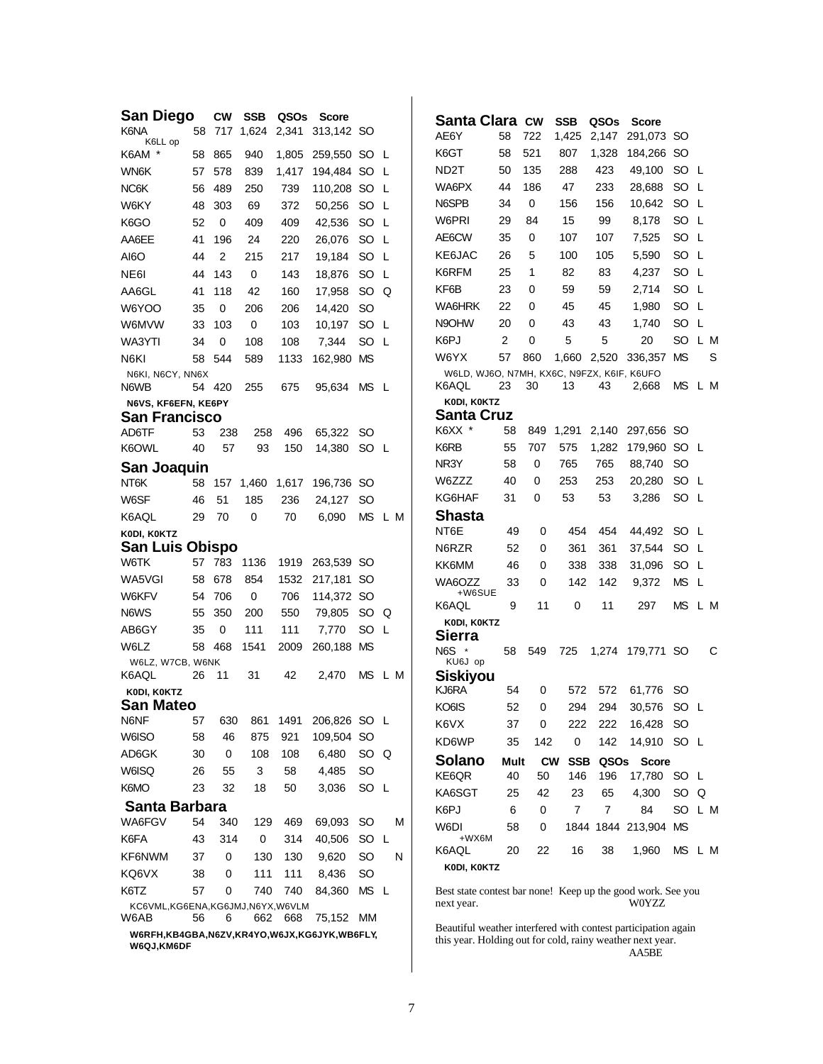## San Diego

| Call | Mult | CW | SSB | QSOs | Score | Class | | |
|---|---|---|---|---|---|---|---|---|
| K6NA | 58 | 717 | 1,624 | 2,341 | 313,142 | SO | | |
| K6LL op | | | | | | | | |
| K6AM * | 58 | 865 | 940 | 1,805 | 259,550 | SO | L | |
| WN6K | 57 | 578 | 839 | 1,417 | 194,484 | SO | L | |
| NC6K | 56 | 489 | 250 | 739 | 110,208 | SO | L | |
| W6KY | 48 | 303 | 69 | 372 | 50,256 | SO | L | |
| K6GO | 52 | 0 | 409 | 409 | 42,536 | SO | L | |
| AA6EE | 41 | 196 | 24 | 220 | 26,076 | SO | L | |
| AI6O | 44 | 2 | 215 | 217 | 19,184 | SO | L | |
| NE6I | 44 | 143 | 0 | 143 | 18,876 | SO | L | |
| AA6GL | 41 | 118 | 42 | 160 | 17,958 | SO | Q | |
| W6YOO | 35 | 0 | 206 | 206 | 14,420 | SO | | |
| W6MVW | 33 | 103 | 0 | 103 | 10,197 | SO | L | |
| WA3YTI | 34 | 0 | 108 | 108 | 7,344 | SO | L | |
| N6KI | 58 | 544 | 589 | 1133 | 162,980 | MS | | |
| N6KI, N6CY, NN6X | | | | | | | | |
| N6WB | 54 | 420 | 255 | 675 | 95,634 | MS | L | |
| N6VS, KF6EFN, KE6PY | | | | | | | | |

## San Francisco

| Call | Mult | CW | SSB | QSOs | Score | Class | | |
|---|---|---|---|---|---|---|---|---|
| AD6TF | 53 | 238 | 258 | 496 | 65,322 | SO | | |
| K6OWL | 40 | 57 | 93 | 150 | 14,380 | SO | L | |

## San Joaquin

| Call | Mult | CW | SSB | QSOs | Score | Class | | |
|---|---|---|---|---|---|---|---|---|
| NT6K | 58 | 157 | 1,460 | 1,617 | 196,736 | SO | | |
| W6SF | 46 | 51 | 185 | 236 | 24,127 | SO | | |
| K6AQL | 29 | 70 | 0 | 70 | 6,090 | MS | L | M |
| K0DI, K0KTZ | | | | | | | | |

## San Luis Obispo

| Call | Mult | CW | SSB | QSOs | Score | Class | | |
|---|---|---|---|---|---|---|---|---|
| W6TK | 57 | 783 | 1136 | 1919 | 263,539 | SO | | |
| WA5VGI | 58 | 678 | 854 | 1532 | 217,181 | SO | | |
| W6KFV | 54 | 706 | 0 | 706 | 114,372 | SO | | |
| N6WS | 55 | 350 | 200 | 550 | 79,805 | SO | Q | |
| AB6GY | 35 | 0 | 111 | 111 | 7,770 | SO | L | |
| W6LZ | 58 | 468 | 1541 | 2009 | 260,188 | MS | | |
| W6LZ, W7CB, W6NK | | | | | | | | |
| K6AQL | 26 | 11 | 31 | 42 | 2,470 | MS | L | M |
| K0DI, K0KTZ | | | | | | | | |

## San Mateo

| Call | Mult | CW | SSB | QSOs | Score | Class | | |
|---|---|---|---|---|---|---|---|---|
| N6NF | 57 | 630 | 861 | 1491 | 206,826 | SO | L | |
| W6ISO | 58 | 46 | 875 | 921 | 109,504 | SO | | |
| AD6GK | 30 | 0 | 108 | 108 | 6,480 | SO | Q | |
| W6ISQ | 26 | 55 | 3 | 58 | 4,485 | SO | | |
| K6MO | 23 | 32 | 18 | 50 | 3,036 | SO | L | |

## Santa Barbara

| Call | Mult | CW | SSB | QSOs | Score | Class | | |
|---|---|---|---|---|---|---|---|---|
| WA6FGV | 54 | 340 | 129 | 469 | 69,093 | SO | | M |
| K6FA | 43 | 314 | 0 | 314 | 40,506 | SO | L | |
| KF6NWM | 37 | 0 | 130 | 130 | 9,620 | SO | | N |
| KQ6VX | 38 | 0 | 111 | 111 | 8,436 | SO | | |
| K6TZ | 57 | 0 | 740 | 740 | 84,360 | MS | L | |
| KC6VML,KG6ENA,KG6JMJ,N6YX,W6VLM | | | | | | | | |
| W6AB | 56 | 6 | 662 | 668 | 75,152 | MM | | |
| W6RFH,KB4GBA,N6ZV,KR4YO,W6JX,KG6JYK,WB6FLY, W6QJ,KM6DF | | | | | | | | |

## Santa Clara

| Call | Mult | CW | SSB | QSOs | Score | Class | | |
|---|---|---|---|---|---|---|---|---|
| AE6Y | 58 | 722 | 1,425 | 2,147 | 291,073 | SO | | |
| K6GT | 58 | 521 | 807 | 1,328 | 184,266 | SO | | |
| ND2T | 50 | 135 | 288 | 423 | 49,100 | SO | L | |
| WA6PX | 44 | 186 | 47 | 233 | 28,688 | SO | L | |
| N6SPB | 34 | 0 | 156 | 156 | 10,642 | SO | L | |
| W6PRI | 29 | 84 | 15 | 99 | 8,178 | SO | L | |
| AE6CW | 35 | 0 | 107 | 107 | 7,525 | SO | L | |
| KE6JAC | 26 | 5 | 100 | 105 | 5,590 | SO | L | |
| K6RFM | 25 | 1 | 82 | 83 | 4,237 | SO | L | |
| KF6B | 23 | 0 | 59 | 59 | 2,714 | SO | L | |
| WA6HRK | 22 | 0 | 45 | 45 | 1,980 | SO | L | |
| N9OHW | 20 | 0 | 43 | 43 | 1,740 | SO | L | |
| K6PJ | 2 | 0 | 5 | 5 | 20 | SO | L | M |
| W6YX | 57 | 860 | 1,660 | 2,520 | 336,357 | MS | | S |
| W6LD, WJ6O, N7MH, KX6C, N9FZX, K6IF, K6UFO | | | | | | | | |
| K6AQL | 23 | 30 | 13 | 43 | 2,668 | MS | L | M |
| K0DI, K0KTZ | | | | | | | | |

## Santa Cruz

| Call | Mult | CW | SSB | QSOs | Score | Class | | |
|---|---|---|---|---|---|---|---|---|
| K6XX * | 58 | 849 | 1,291 | 2,140 | 297,656 | SO | | |
| K6RB | 55 | 707 | 575 | 1,282 | 179,960 | SO | L | |
| NR3Y | 58 | 0 | 765 | 765 | 88,740 | SO | | |
| W6ZZZ | 40 | 0 | 253 | 253 | 20,280 | SO | L | |
| KG6HAF | 31 | 0 | 53 | 53 | 3,286 | SO | L | |

## Shasta

| Call | Mult | CW | SSB | QSOs | Score | Class | | |
|---|---|---|---|---|---|---|---|---|
| NT6E | 49 | 0 | 454 | 454 | 44,492 | SO | L | |
| N6RZR | 52 | 0 | 361 | 361 | 37,544 | SO | L | |
| KK6MM | 46 | 0 | 338 | 338 | 31,096 | SO | L | |
| WA6OZZ | 33 | 0 | 142 | 142 | 9,372 | MS | L | |
| +W6SUE | | | | | | | | |
| K6AQL | 9 | 11 | 0 | 11 | 297 | MS | L | M |
| K0DI, K0KTZ | | | | | | | | |

## Sierra

| Call | Mult | CW | SSB | QSOs | Score | Class | | |
|---|---|---|---|---|---|---|---|---|
| N6S * | 58 | 549 | 725 | 1,274 | 179,771 | SO | | C |
| KU6J op | | | | | | | | |

## Siskiyou

| Call | Mult | CW | SSB | QSOs | Score | Class | | |
|---|---|---|---|---|---|---|---|---|
| KJ6RA | 54 | 0 | 572 | 572 | 61,776 | SO | | |
| KO6IS | 52 | 0 | 294 | 294 | 30,576 | SO | L | |
| K6VX | 37 | 0 | 222 | 222 | 16,428 | SO | | |
| KD6WP | 35 | 142 | 0 | 142 | 14,910 | SO | L | |

## Solano

| Call | Mult | CW | SSB | QSOs | Score | Class | | |
|---|---|---|---|---|---|---|---|---|
| KE6QR | 40 | 50 | 146 | 196 | 17,780 | SO | L | |
| KA6SGT | 25 | 42 | 23 | 65 | 4,300 | SO | Q | |
| K6PJ | 6 | 0 | 7 | 7 | 84 | SO | L | M |
| W6DI | 58 | 0 | 1844 | 1844 | 213,904 | MS | | |
| +WX6M | | | | | | | | |
| K6AQL | 20 | 22 | 16 | 38 | 1,960 | MS | L | M |
| K0DI, K0KTZ | | | | | | | | |

Best state contest bar none! Keep up the good work. See you next year. W0YZZ

Beautiful weather interfered with contest participation again this year. Holding out for cold, rainy weather next year. AA5BE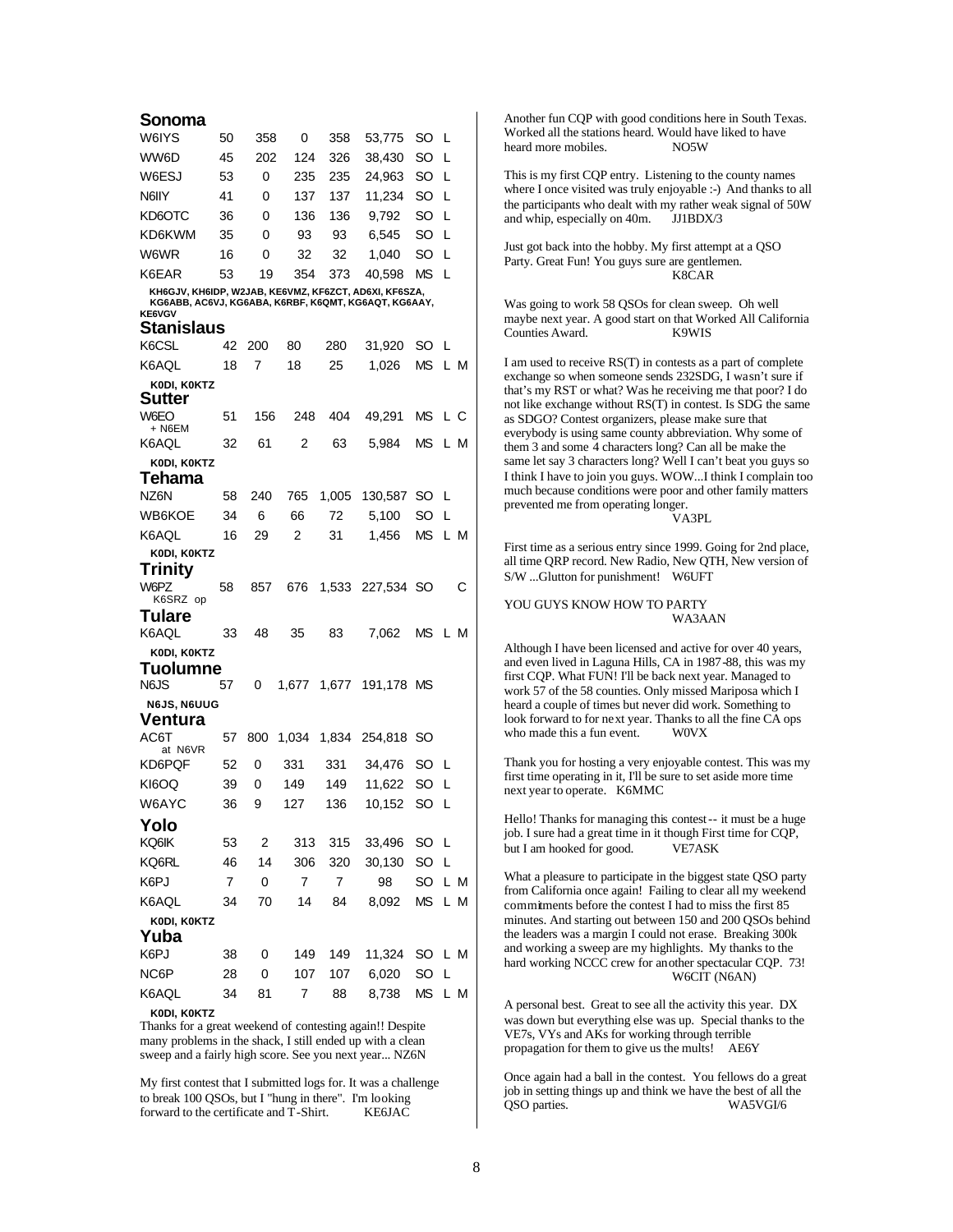## Sonoma

| | | | | | | | |
|---|---|---|---|---|---|---|---|
| W6IYS | 50 | 358 | 0 | 358 | 53,775 | SO | L |
| WW6D | 45 | 202 | 124 | 326 | 38,430 | SO | L |
| W6ESJ | 53 | 0 | 235 | 235 | 24,963 | SO | L |
| N6IIY | 41 | 0 | 137 | 137 | 11,234 | SO | L |
| KD6OTC | 36 | 0 | 136 | 136 | 9,792 | SO | L |
| KD6KWM | 35 | 0 | 93 | 93 | 6,545 | SO | L |
| W6WR | 16 | 0 | 32 | 32 | 1,040 | SO | L |
| K6EAR | 53 | 19 | 354 | 373 | 40,598 | MS | L |

**KH6GJV, KH6IDP, W2JAB, KE6VMZ, KF6ZCT, AD6XI, KF6SZA, KG6ABB, AC6VJ, KG6ABA, K6RBF, K6QMT, KG6AQT, KG6AAY, KE6VGV**

## Stanislaus

| | | | | | | | |
|---|---|---|---|---|---|---|---|
| K6CSL | 42 | 200 | 80 | 280 | 31,920 | SO | L |
| K6AQL | 18 | 7 | 18 | 25 | 1,026 | MS | L M |

**K0DI, K0KTZ**

## Sutter

| | | | | | | | |
|---|---|---|---|---|---|---|---|
| W6EO + N6EM | 51 | 156 | 248 | 404 | 49,291 | MS | L C |
| K6AQL | 32 | 61 | 2 | 63 | 5,984 | MS | L M |

**K0DI, K0KTZ**

## Tehama

| | | | | | | | |
|---|---|---|---|---|---|---|---|
| NZ6N | 58 | 240 | 765 | 1,005 | 130,587 | SO | L |
| WB6KOE | 34 | 6 | 66 | 72 | 5,100 | SO | L |
| K6AQL | 16 | 29 | 2 | 31 | 1,456 | MS | L M |

**K0DI, K0KTZ**

## Trinity

| | | | | | | | |
|---|---|---|---|---|---|---|---|
| W6PZ K6SRZ op | 58 | 857 | 676 | 1,533 | 227,534 | SO | C |

## Tulare

| | | | | | | | |
|---|---|---|---|---|---|---|---|
| K6AQL | 33 | 48 | 35 | 83 | 7,062 | MS | L M |

**K0DI, K0KTZ**

## Tuolumne

| | | | | | | | |
|---|---|---|---|---|---|---|---|
| N6JS | 57 | 0 | 1,677 | 1,677 | 191,178 | MS | |

**N6JS, N6UUG**

## Ventura

| | | | | | | | |
|---|---|---|---|---|---|---|---|
| AC6T at N6VR | 57 | 800 | 1,034 | 1,834 | 254,818 | SO | |
| KD6PQF | 52 | 0 | 331 | 331 | 34,476 | SO | L |
| KI6OQ | 39 | 0 | 149 | 149 | 11,622 | SO | L |
| W6AYC | 36 | 9 | 127 | 136 | 10,152 | SO | L |

## Yolo

| | | | | | | | |
|---|---|---|---|---|---|---|---|
| KQ6IK | 53 | 2 | 313 | 315 | 33,496 | SO | L |
| KQ6RL | 46 | 14 | 306 | 320 | 30,130 | SO | L |
| K6PJ | 7 | 0 | 7 | 7 | 98 | SO | L M |
| K6AQL | 34 | 70 | 14 | 84 | 8,092 | MS | L M |

**K0DI, K0KTZ**

## Yuba

| | | | | | | | |
|---|---|---|---|---|---|---|---|
| K6PJ | 38 | 0 | 149 | 149 | 11,324 | SO | L M |
| NC6P | 28 | 0 | 107 | 107 | 6,020 | SO | L |
| K6AQL | 34 | 81 | 7 | 88 | 8,738 | MS | L M |

**K0DI, K0KTZ**

Thanks for a great weekend of contesting again!! Despite many problems in the shack, I still ended up with a clean sweep and a fairly high score. See you next year... NZ6N

My first contest that I submitted logs for. It was a challenge to break 100 QSOs, but I "hung in there". I'm looking forward to the certificate and T-Shirt. KE6JAC

Another fun CQP with good conditions here in South Texas. Worked all the stations heard. Would have liked to have heard more mobiles. NO5W

This is my first CQP entry. Listening to the county names where I once visited was truly enjoyable :-) And thanks to all the participants who dealt with my rather weak signal of 50W and whip, especially on 40m. JJ1BDX/3

Just got back into the hobby. My first attempt at a QSO Party. Great Fun! You guys sure are gentlemen. K8CAR

Was going to work 58 QSOs for clean sweep. Oh well maybe next year. A good start on that Worked All California Counties Award. K9WIS

I am used to receive RS(T) in contests as a part of complete exchange so when someone sends 232SDG, I wasn't sure if that's my RST or what? Was he receiving me that poor? I do not like exchange without RS(T) in contest. Is SDG the same as SDGO? Contest organizers, please make sure that everybody is using same county abbreviation. Why some of them 3 and some 4 characters long? Can all be make the same let say 3 characters long? Well I can't beat you guys so I think I have to join you guys. WOW...I think I complain too much because conditions were poor and other family matters prevented me from operating longer. VA3PL

First time as a serious entry since 1999. Going for 2nd place, all time QRP record. New Radio, New QTH, New version of S/W ...Glutton for punishment! W6UFT

YOU GUYS KNOW HOW TO PARTY WA3AAN

Although I have been licensed and active for over 40 years, and even lived in Laguna Hills, CA in 1987-88, this was my first CQP. What FUN! I'll be back next year. Managed to work 57 of the 58 counties. Only missed Mariposa which I heard a couple of times but never did work. Something to look forward to for next year. Thanks to all the fine CA ops who made this a fun event. W0VX

Thank you for hosting a very enjoyable contest. This was my first time operating in it, I'll be sure to set aside more time next year to operate. K6MMC

Hello! Thanks for managing this contest -- it must be a huge job. I sure had a great time in it though First time for CQP, but I am hooked for good. VE7ASK

What a pleasure to participate in the biggest state QSO party from California once again! Failing to clear all my weekend commitments before the contest I had to miss the first 85 minutes. And starting out between 150 and 200 QSOs behind the leaders was a margin I could not erase. Breaking 300k and working a sweep are my highlights. My thanks to the hard working NCCC crew for another spectacular CQP. 73! W6CIT (N6AN)

A personal best. Great to see all the activity this year. DX was down but everything else was up. Special thanks to the VE7s, VYs and AKs for working through terrible propagation for them to give us the mults! AE6Y

Once again had a ball in the contest. You fellows do a great job in setting things up and think we have the best of all the QSO parties. WA5VGI/6